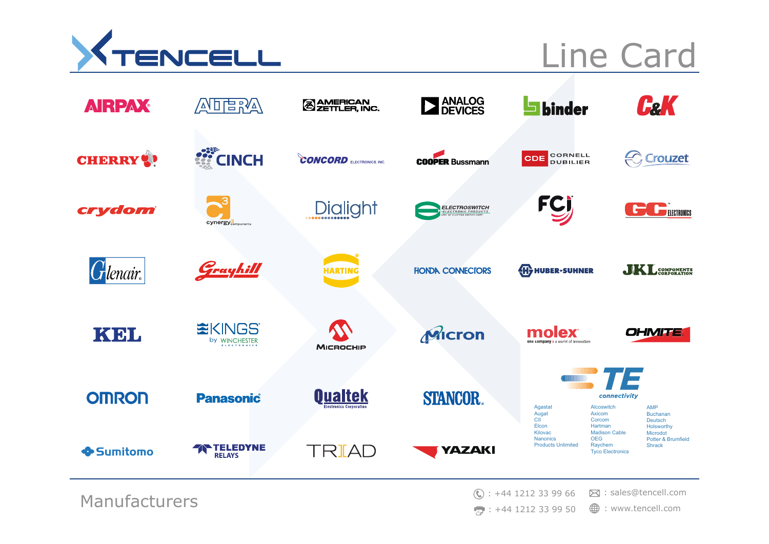# TENCELL

## Line Card

AIRPAX · ALTERA · AMERICAN ZETTLER, INC. · ANALOG DEVICES · binder · C&K

CHERRY · CINCH · CONCORD ELECTRONICS, INC. · COOPER Bussmann · CDE CORNELL DUBILIER · Crouzet

crydom · cynergy3 components · Dialight · ELECTROSWITCH ELECTRONIC PRODUCTS · FCI · GC ELECTRONICS

Glenair · Grayhill · HARTING · HONDA CONNECTORS · HUBER+SUHNER · JKL COMPONENTS CORPORATION

KEL · KINGS by WINCHESTER ELECTRONICS · MICROCHIP · Micron · molex one company > a world of innovation · OHMITE

OMRON · Panasonic · Qualtek Electronics Corporation · STANCOR · TE connectivity

Sumitomo · TELEDYNE RELAYS · TRIAD · YAZAKI

**TE connectivity:**

| | | |
|---|---|---|
| Agastat | Alcoswitch | AMP |
| Augat | Axicom | Buchanan |
| CII | Corcom | Deutsch |
| Elcon | Hartman | Holsworthy |
| Kilovac | Madison Cable | Microdot |
| Nanonics | OEG | Potter & Brumfield |
| Products Unlimited | Raychem | Shrack |
| | Tyco Electronics | |

Manufacturers

Tel: +44 1212 33 99 66
Fax: +44 1212 33 99 50
Email: sales@tencell.com
Web: www.tencell.com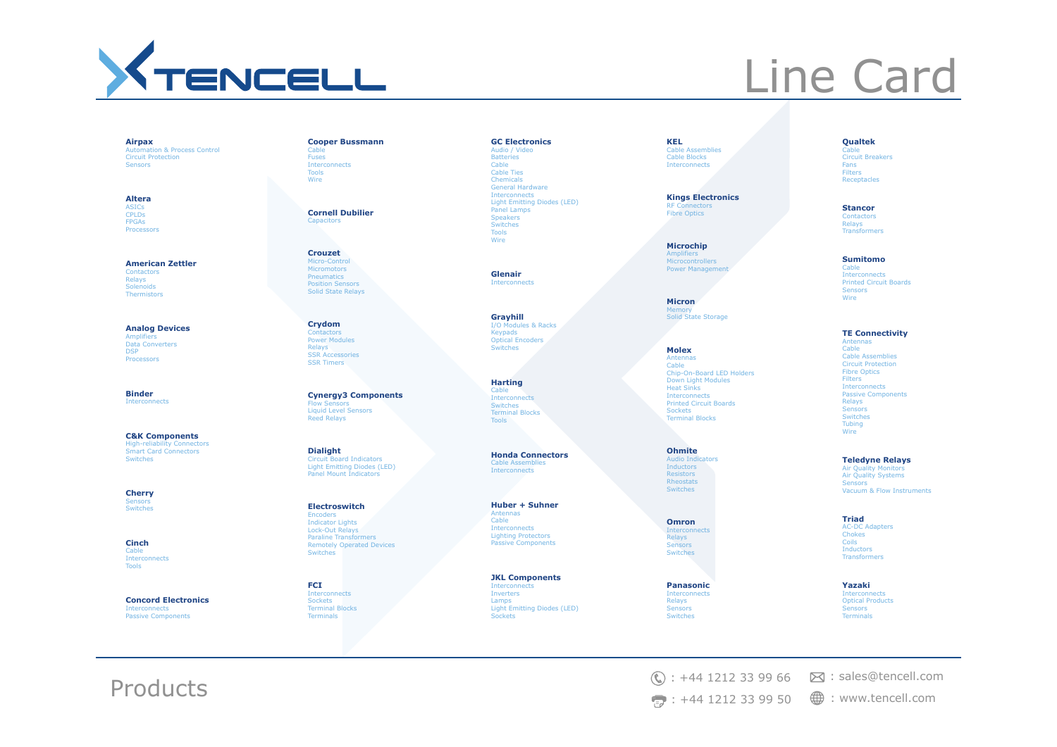# TENCELL Line Card

**Airpax**
- Automation & Process Control
- Circuit Protection
- Sensors

**Altera**
- ASICs
- CPLDs
- FPGAs
- Processors

**American Zettler**
- Contactors
- Relays
- Solenoids
- Thermistors

**Analog Devices**
- Amplifiers
- Data Converters
- DSP
- Processors

**Binder**
- Interconnects

**C&K Components**
- High-reliability Connectors
- Smart Card Connectors
- Switches

**Cherry**
- Sensors
- Switches

**Cinch**
- Cable
- Interconnects
- Tools

**Concord Electronics**
- Interconnects
- Passive Components

**Cooper Bussmann**
- Cable
- Fuses
- Interconnects
- Tools
- Wire

**Cornell Dubilier**
- Capacitors

**Crouzet**
- Micro-Control
- Micromotors
- Pneumatics
- Position Sensors
- Solid State Relays

**Crydom**
- Contactors
- Power Modules
- Relays
- SSR Accessories
- SSR Timers

**Cynergy3 Components**
- Flow Sensors
- Liquid Level Sensors
- Reed Relays

**Dialight**
- Circuit Board Indicators
- Light Emitting Diodes (LED)
- Panel Mount Indicators

**Electroswitch**
- Encoders
- Indicator Lights
- Lock-Out Relays
- Paraline Transformers
- Remotely Operated Devices
- Switches

**FCI**
- Interconnects
- Sockets
- Terminal Blocks
- Terminals

**GC Electronics**
- Audio / Video
- Batteries
- Cable
- Cable Ties
- Chemicals
- General Hardware
- Interconnects
- Light Emitting Diodes (LED)
- Panel Lamps
- Speakers
- Switches
- Tools
- Wire

**Glenair**
- Interconnects

**Grayhill**
- I/O Modules & Racks
- Keypads
- Optical Encoders
- Switches

**Harting**
- Cable
- Interconnects
- Switches
- Terminal Blocks
- Tools

**Honda Connectors**
- Cable Assemblies
- Interconnects

**Huber + Suhner**
- Antennas
- Cable
- Interconnects
- Lighting Protectors
- Passive Components

**JKL Components**
- Interconnects
- Inverters
- Lamps
- Light Emitting Diodes (LED)
- Sockets

**KEL**
- Cable Assemblies
- Cable Blocks
- Interconnects

**Kings Electronics**
- RF Connectors
- Fibre Optics

**Microchip**
- Amplifiers
- Microcontrollers
- Power Management

**Micron**
- Memory
- Solid State Storage

**Molex**
- Antennas
- Cable
- Chip-On-Board LED Holders
- Down Light Modules
- Heat Sinks
- Interconnects
- Printed Circuit Boards
- Sockets
- Terminal Blocks

**Ohmite**
- Audio Indicators
- Inductors
- Resistors
- Rheostats
- Switches

**Omron**
- Interconnects
- Relays
- Sensors
- Switches

**Panasonic**
- Interconnects
- Relays
- Sensors
- Switches

**Qualtek**
- Cable
- Circuit Breakers
- Fans
- Filters
- Receptacles

**Stancor**
- Contactors
- Relays
- Transformers

**Sumitomo**
- Cable
- Interconnects
- Printed Circuit Boards
- Sensors
- Wire

**TE Connectivity**
- Antennas
- Cable
- Cable Assemblies
- Circuit Protection
- Fibre Optics
- Filters
- Interconnects
- Passive Components
- Relays
- Sensors
- Switches
- Tubing
- Wire

**Teledyne Relays**
- Air Quality Monitors
- Air Quality Systems
- Sensors
- Vacuum & Flow Instruments

**Triad**
- AC-DC Adapters
- Chokes
- Coils
- Inductors
- Transformers

**Yazaki**
- Interconnects
- Optical Products
- Sensors
- Terminals

Products

: +44 1212 33 99 66
: +44 1212 33 99 50
: sales@tencell.com
: www.tencell.com